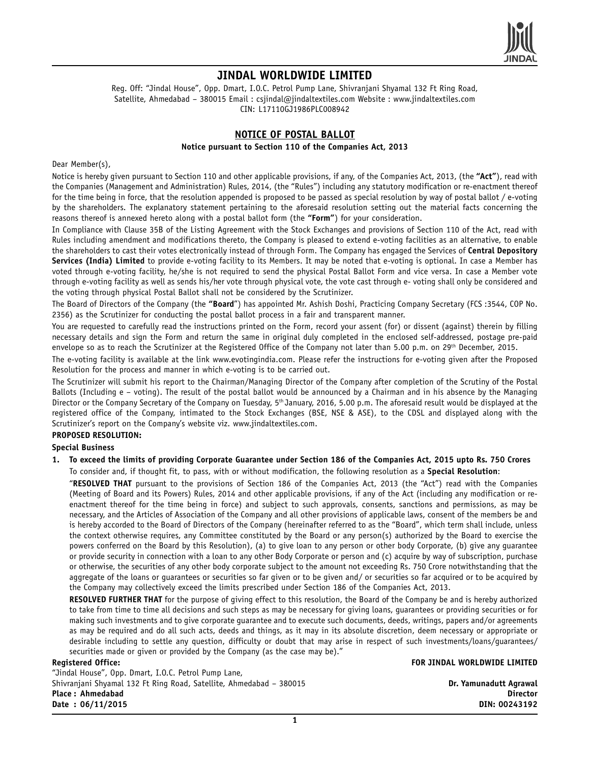# JINDAL WORLDWIDE LIMITED

Reg. Off: "Jindal House", Opp. Dmart, I.O.C. Petrol Pump Lane, Shivranjani Shyamal 132 Ft Ring Road, Satellite, Ahmedabad – 380015 Email : csjindal@jindaltextiles.com Website : www.jindaltextiles.com
CIN: L17110GJ1986PLC008942

## NOTICE OF POSTAL BALLOT

**Notice pursuant to Section 110 of the Companies Act, 2013**

Dear Member(s),

Notice is hereby given pursuant to Section 110 and other applicable provisions, if any, of the Companies Act, 2013, (the **"Act"**), read with the Companies (Management and Administration) Rules, 2014, (the "Rules") including any statutory modification or re-enactment thereof for the time being in force, that the resolution appended is proposed to be passed as special resolution by way of postal ballot / e-voting by the shareholders. The explanatory statement pertaining to the aforesaid resolution setting out the material facts concerning the reasons thereof is annexed hereto along with a postal ballot form (the **"Form"**) for your consideration.

In Compliance with Clause 35B of the Listing Agreement with the Stock Exchanges and provisions of Section 110 of the Act, read with Rules including amendment and modifications thereto, the Company is pleased to extend e-voting facilities as an alternative, to enable the shareholders to cast their votes electronically instead of through Form. The Company has engaged the Services of **Central Depository Services (India) Limited** to provide e-voting facility to its Members. It may be noted that e-voting is optional. In case a Member has voted through e-voting facility, he/she is not required to send the physical Postal Ballot Form and vice versa. In case a Member vote through e-voting facility as well as sends his/her vote through physical vote, the vote cast through e- voting shall only be considered and the voting through physical Postal Ballot shall not be considered by the Scrutinizer.

The Board of Directors of the Company (the **"Board"**) has appointed Mr. Ashish Doshi, Practicing Company Secretary (FCS :3544, COP No. 2356) as the Scrutinizer for conducting the postal ballot process in a fair and transparent manner.

You are requested to carefully read the instructions printed on the Form, record your assent (for) or dissent (against) therein by filling necessary details and sign the Form and return the same in original duly completed in the enclosed self-addressed, postage pre-paid envelope so as to reach the Scrutinizer at the Registered Office of the Company not later than 5.00 p.m. on 29th December, 2015.

The e-voting facility is available at the link www.evotingindia.com. Please refer the instructions for e-voting given after the Proposed Resolution for the process and manner in which e-voting is to be carried out.

The Scrutinizer will submit his report to the Chairman/Managing Director of the Company after completion of the Scrutiny of the Postal Ballots (Including e – voting). The result of the postal ballot would be announced by a Chairman and in his absence by the Managing Director or the Company Secretary of the Company on Tuesday, 5th January, 2016, 5.00 p.m. The aforesaid result would be displayed at the registered office of the Company, intimated to the Stock Exchanges (BSE, NSE & ASE), to the CDSL and displayed along with the Scrutinizer's report on the Company's website viz. www.jindaltextiles.com.

**PROPOSED RESOLUTION:**

**Special Business**

1. **To exceed the limits of providing Corporate Guarantee under Section 186 of the Companies Act, 2015 upto Rs. 750 Crores**

   To consider and, if thought fit, to pass, with or without modification, the following resolution as a **Special Resolution**:

   "**RESOLVED THAT** pursuant to the provisions of Section 186 of the Companies Act, 2013 (the "Act") read with the Companies (Meeting of Board and its Powers) Rules, 2014 and other applicable provisions, if any of the Act (including any modification or re-enactment thereof for the time being in force) and subject to such approvals, consents, sanctions and permissions, as may be necessary, and the Articles of Association of the Company and all other provisions of applicable laws, consent of the members be and is hereby accorded to the Board of Directors of the Company (hereinafter referred to as the "Board", which term shall include, unless the context otherwise requires, any Committee constituted by the Board or any person(s) authorized by the Board to exercise the powers conferred on the Board by this Resolution), (a) to give loan to any person or other body Corporate, (b) give any guarantee or provide security in connection with a loan to any other Body Corporate or person and (c) acquire by way of subscription, purchase or otherwise, the securities of any other body corporate subject to the amount not exceeding Rs. 750 Crore notwithstanding that the aggregate of the loans or guarantees or securities so far given or to be given and/ or securities so far acquired or to be acquired by the Company may collectively exceed the limits prescribed under Section 186 of the Companies Act, 2013.

   **RESOLVED FURTHER THAT** for the purpose of giving effect to this resolution, the Board of the Company be and is hereby authorized to take from time to time all decisions and such steps as may be necessary for giving loans, guarantees or providing securities or for making such investments and to give corporate guarantee and to execute such documents, deeds, writings, papers and/or agreements as may be required and do all such acts, deeds and things, as it may in its absolute discretion, deem necessary or appropriate or desirable including to settle any question, difficulty or doubt that may arise in respect of such investments/loans/guarantees/ securities made or given or provided by the Company (as the case may be)."

**Registered Office:**
"Jindal House", Opp. Dmart, I.O.C. Petrol Pump Lane,
Shivranjani Shyamal 132 Ft Ring Road, Satellite, Ahmedabad – 380015
**Place : Ahmedabad**
**Date : 06/11/2015**

**FOR JINDAL WORLDWIDE LIMITED**

**Dr. Yamunadutt Agrawal**
**Director**
**DIN: 00243192**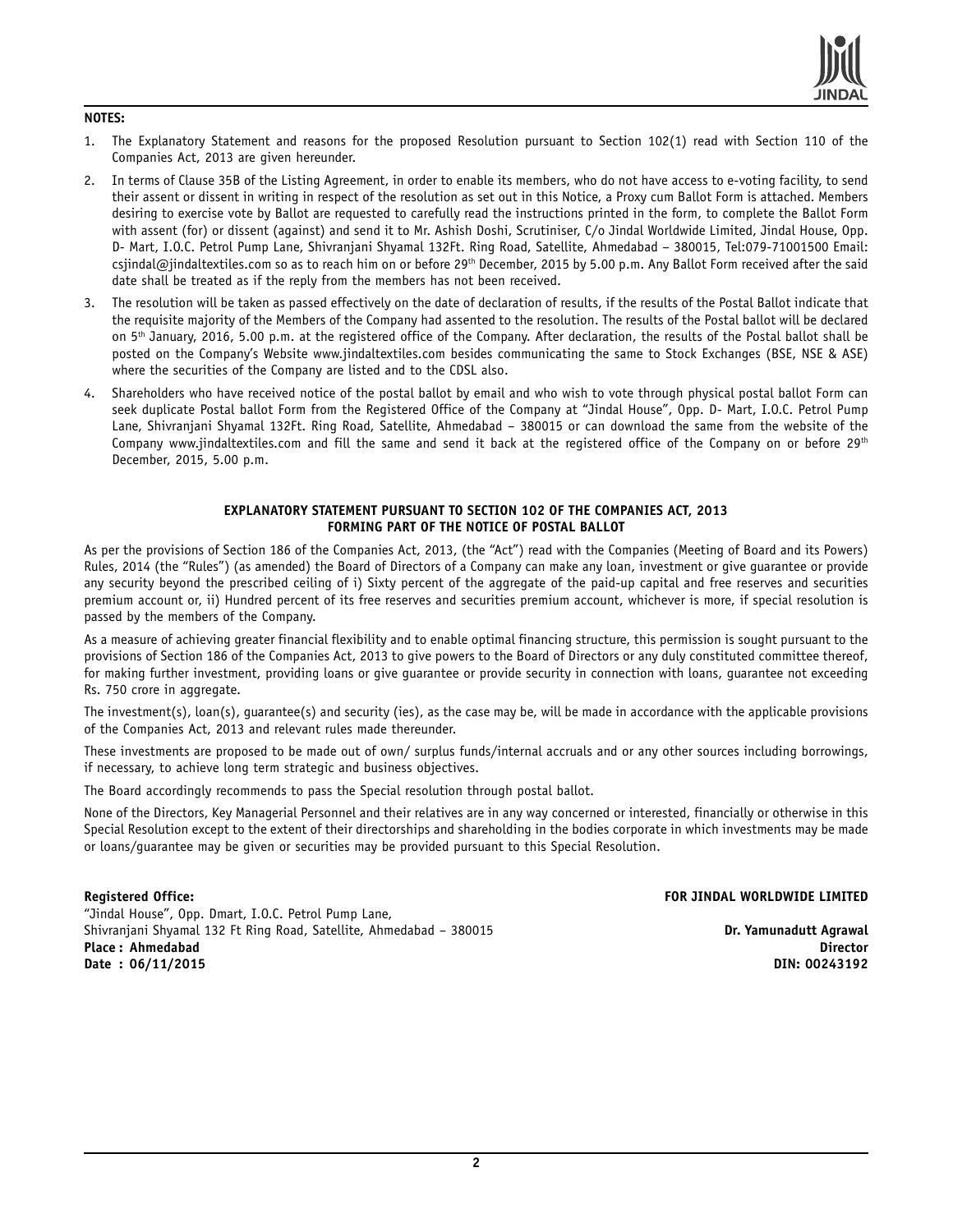**NOTES:**

1. The Explanatory Statement and reasons for the proposed Resolution pursuant to Section 102(1) read with Section 110 of the Companies Act, 2013 are given hereunder.

2. In terms of Clause 35B of the Listing Agreement, in order to enable its members, who do not have access to e-voting facility, to send their assent or dissent in writing in respect of the resolution as set out in this Notice, a Proxy cum Ballot Form is attached. Members desiring to exercise vote by Ballot are requested to carefully read the instructions printed in the form, to complete the Ballot Form with assent (for) or dissent (against) and send it to Mr. Ashish Doshi, Scrutiniser, C/o Jindal Worldwide Limited, Jindal House, Opp. D- Mart, I.O.C. Petrol Pump Lane, Shivranjani Shyamal 132Ft. Ring Road, Satellite, Ahmedabad – 380015, Tel:079-71001500 Email: csjindal@jindaltextiles.com so as to reach him on or before 29th December, 2015 by 5.00 p.m. Any Ballot Form received after the said date shall be treated as if the reply from the members has not been received.

3. The resolution will be taken as passed effectively on the date of declaration of results, if the results of the Postal Ballot indicate that the requisite majority of the Members of the Company had assented to the resolution. The results of the Postal ballot will be declared on 5th January, 2016, 5.00 p.m. at the registered office of the Company. After declaration, the results of the Postal ballot shall be posted on the Company's Website www.jindaltextiles.com besides communicating the same to Stock Exchanges (BSE, NSE & ASE) where the securities of the Company are listed and to the CDSL also.

4. Shareholders who have received notice of the postal ballot by email and who wish to vote through physical postal ballot Form can seek duplicate Postal ballot Form from the Registered Office of the Company at "Jindal House", Opp. D- Mart, I.O.C. Petrol Pump Lane, Shivranjani Shyamal 132Ft. Ring Road, Satellite, Ahmedabad – 380015 or can download the same from the website of the Company www.jindaltextiles.com and fill the same and send it back at the registered office of the Company on or before 29th December, 2015, 5.00 p.m.

## EXPLANATORY STATEMENT PURSUANT TO SECTION 102 OF THE COMPANIES ACT, 2013 FORMING PART OF THE NOTICE OF POSTAL BALLOT

As per the provisions of Section 186 of the Companies Act, 2013, (the "Act") read with the Companies (Meeting of Board and its Powers) Rules, 2014 (the "Rules") (as amended) the Board of Directors of a Company can make any loan, investment or give guarantee or provide any security beyond the prescribed ceiling of i) Sixty percent of the aggregate of the paid-up capital and free reserves and securities premium account or, ii) Hundred percent of its free reserves and securities premium account, whichever is more, if special resolution is passed by the members of the Company.

As a measure of achieving greater financial flexibility and to enable optimal financing structure, this permission is sought pursuant to the provisions of Section 186 of the Companies Act, 2013 to give powers to the Board of Directors or any duly constituted committee thereof, for making further investment, providing loans or give guarantee or provide security in connection with loans, guarantee not exceeding Rs. 750 crore in aggregate.

The investment(s), loan(s), guarantee(s) and security (ies), as the case may be, will be made in accordance with the applicable provisions of the Companies Act, 2013 and relevant rules made thereunder.

These investments are proposed to be made out of own/ surplus funds/internal accruals and or any other sources including borrowings, if necessary, to achieve long term strategic and business objectives.

The Board accordingly recommends to pass the Special resolution through postal ballot.

None of the Directors, Key Managerial Personnel and their relatives are in any way concerned or interested, financially or otherwise in this Special Resolution except to the extent of their directorships and shareholding in the bodies corporate in which investments may be made or loans/guarantee may be given or securities may be provided pursuant to this Special Resolution.

**Registered Office:**
"Jindal House", Opp. Dmart, I.O.C. Petrol Pump Lane,
Shivranjani Shyamal 132 Ft Ring Road, Satellite, Ahmedabad – 380015
**Place : Ahmedabad**
**Date : 06/11/2015**

**FOR JINDAL WORLDWIDE LIMITED**

**Dr. Yamunadutt Agrawal**
**Director**
**DIN: 00243192**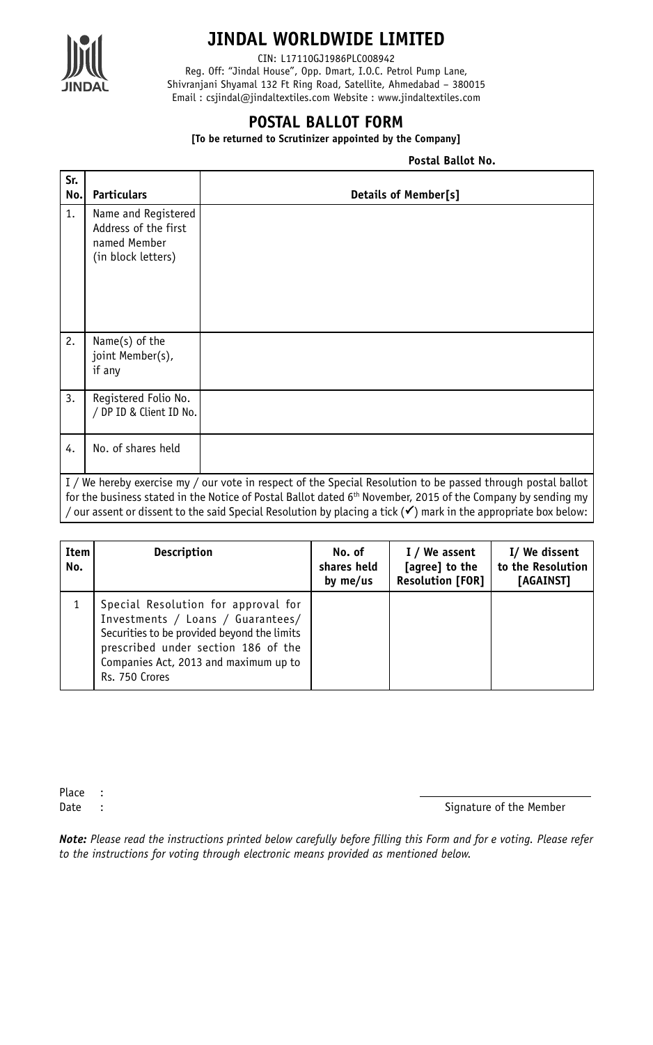# JINDAL WORLDWIDE LIMITED

CIN: L17110GJ1986PLC008942
Reg. Off: "Jindal House", Opp. Dmart, I.O.C. Petrol Pump Lane,
Shivranjani Shyamal 132 Ft Ring Road, Satellite, Ahmedabad – 380015
Email : csjindal@jindaltextiles.com Website : www.jindaltextiles.com

## POSTAL BALLOT FORM

**[To be returned to Scrutinizer appointed by the Company]**

**Postal Ballot No.**

| Sr. No. | Particulars | Details of Member[s] |
|---|---|---|
| 1. | Name and Registered Address of the first named Member (in block letters) | |
| 2. | Name(s) of the joint Member(s), if any | |
| 3. | Registered Folio No. / DP ID & Client ID No. | |
| 4. | No. of shares held | |

I / We hereby exercise my / our vote in respect of the Special Resolution to be passed through postal ballot for the business stated in the Notice of Postal Ballot dated 6th November, 2015 of the Company by sending my / our assent or dissent to the said Special Resolution by placing a tick (✓) mark in the appropriate box below:

| Item No. | Description | No. of shares held by me/us | I / We assent [agree] to the Resolution [FOR] | I/ We dissent to the Resolution [AGAINST] |
|---|---|---|---|---|
| 1 | Special Resolution for approval for Investments / Loans / Guarantees/ Securities to be provided beyond the limits prescribed under section 186 of the Companies Act, 2013 and maximum up to Rs. 750 Crores | | | |

Place :
Date :

Signature of the Member

***Note:*** *Please read the instructions printed below carefully before filling this Form and for e voting. Please refer to the instructions for voting through electronic means provided as mentioned below.*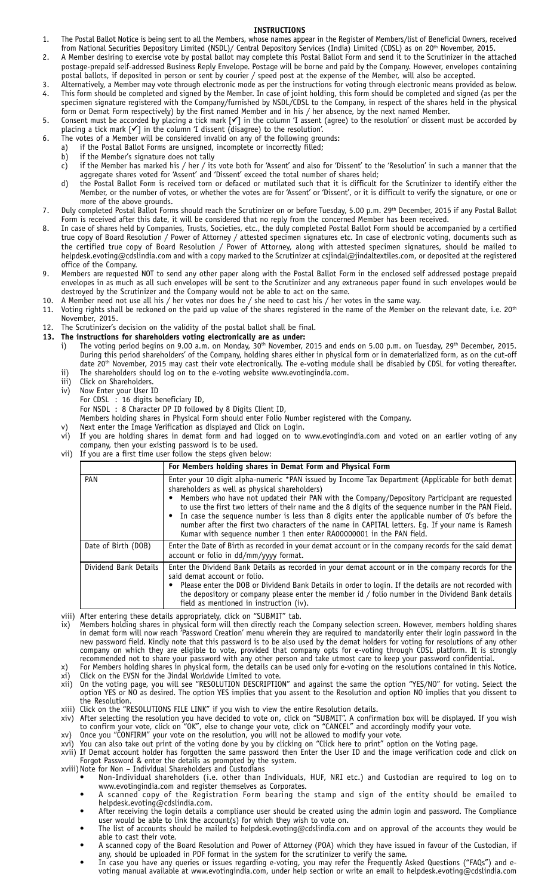# INSTRUCTIONS

1. The Postal Ballot Notice is being sent to all the Members, whose names appear in the Register of Members/list of Beneficial Owners, received from National Securities Depository Limited (NSDL)/ Central Depository Services (India) Limited (CDSL) as on 20th November, 2015.
2. A Member desiring to exercise vote by postal ballot may complete this Postal Ballot Form and send it to the Scrutinizer in the attached postage-prepaid self-addressed Business Reply Envelope. Postage will be borne and paid by the Company. However, envelopes containing postal ballots, if deposited in person or sent by courier / speed post at the expense of the Member, will also be accepted.
3. Alternatively, a Member may vote through electronic mode as per the instructions for voting through electronic means provided as below.
4. This form should be completed and signed by the Member. In case of joint holding, this form should be completed and signed (as per the specimen signature registered with the Company/furnished by NSDL/CDSL to the Company, in respect of the shares held in the physical form or Demat Form respectively) by the first named Member and in his / her absence, by the next named Member.
5. Consent must be accorded by placing a tick mark [✔] in the column 'I assent (agree) to the resolution' or dissent must be accorded by placing a tick mark [✔] in the column 'I dissent (disagree) to the resolution'.
6. The votes of a Member will be considered invalid on any of the following grounds:
   a) if the Postal Ballot Forms are unsigned, incomplete or incorrectly filled;
   b) if the Member's signature does not tally
   c) if the Member has marked his / her / its vote both for 'Assent' and also for 'Dissent' to the 'Resolution' in such a manner that the aggregate shares voted for 'Assent' and 'Dissent' exceed the total number of shares held;
   d) the Postal Ballot Form is received torn or defaced or mutilated such that it is difficult for the Scrutinizer to identify either the Member, or the number of votes, or whether the votes are for 'Assent' or 'Dissent', or it is difficult to verify the signature, or one or more of the above grounds.
7. Duly completed Postal Ballot Forms should reach the Scrutinizer on or before Tuesday, 5.00 p.m. 29th December, 2015 if any Postal Ballot Form is received after this date, it will be considered that no reply from the concerned Member has been received.
8. In case of shares held by Companies, Trusts, Societies, etc., the duly completed Postal Ballot Form should be accompanied by a certified true copy of Board Resolution / Power of Attorney / attested specimen signatures etc. In case of electronic voting, documents such as the certified true copy of Board Resolution / Power of Attorney, along with attested specimen signatures, should be mailed to helpdesk.evoting@cdslindia.com and with a copy marked to the Scrutinizer at csjindal@jindaltextiles.com, or deposited at the registered office of the Company.
9. Members are requested NOT to send any other paper along with the Postal Ballot Form in the enclosed self addressed postage prepaid envelopes in as much as all such envelopes will be sent to the Scrutinizer and any extraneous paper found in such envelopes would be destroyed by the Scrutinizer and the Company would not be able to act on the same.
10. A Member need not use all his / her votes nor does he / she need to cast his / her votes in the same way.
11. Voting rights shall be reckoned on the paid up value of the shares registered in the name of the Member on the relevant date, i.e. 20th November, 2015.
12. The Scrutinizer's decision on the validity of the postal ballot shall be final.
13. **The instructions for shareholders voting electronically are as under:**
    i) The voting period begins on 9.00 a.m. on Monday, 30th November, 2015 and ends on 5.00 p.m. on Tuesday, 29th December, 2015. During this period shareholders' of the Company, holding shares either in physical form or in dematerialized form, as on the cut-off date 20th November, 2015 may cast their vote electronically. The e-voting module shall be disabled by CDSL for voting thereafter.
    ii) The shareholders should log on to the e-voting website www.evotingindia.com.
    iii) Click on Shareholders.
    iv) Now Enter your User ID
        For CDSL : 16 digits beneficiary ID,
        For NSDL : 8 Character DP ID followed by 8 Digits Client ID,
        Members holding shares in Physical Form should enter Folio Number registered with the Company.
    v) Next enter the Image Verification as displayed and Click on Login.
    vi) If you are holding shares in demat form and had logged on to www.evotingindia.com and voted on an earlier voting of any company, then your existing password is to be used.
    vii) If you are a first time user follow the steps given below:

| | For Members holding shares in Demat Form and Physical Form |
|---|---|
| PAN | Enter your 10 digit alpha-numeric *PAN issued by Income Tax Department (Applicable for both demat shareholders as well as physical shareholders)<br>• Members who have not updated their PAN with the Company/Depository Participant are requested to use the first two letters of their name and the 8 digits of the sequence number in the PAN Field.<br>• In case the sequence number is less than 8 digits enter the applicable number of 0's before the number after the first two characters of the name in CAPITAL letters. Eg. If your name is Ramesh Kumar with sequence number 1 then enter RA00000001 in the PAN field. |
| Date of Birth (DOB) | Enter the Date of Birth as recorded in your demat account or in the company records for the said demat account or folio in dd/mm/yyyy format. |
| Dividend Bank Details | Enter the Dividend Bank Details as recorded in your demat account or in the company records for the said demat account or folio.<br>• Please enter the DOB or Dividend Bank Details in order to login. If the details are not recorded with the depository or company please enter the member id / folio number in the Dividend Bank details field as mentioned in instruction (iv). |

    viii) After entering these details appropriately, click on "SUBMIT" tab.
    ix) Members holding shares in physical form will then directly reach the Company selection screen. However, members holding shares in demat form will now reach 'Password Creation' menu wherein they are required to mandatorily enter their login password in the new password field. Kindly note that this password is to be also used by the demat holders for voting for resolutions of any other company on which they are eligible to vote, provided that company opts for e-voting through CDSL platform. It is strongly recommended not to share your password with any other person and take utmost care to keep your password confidential.
    x) For Members holding shares in physical form, the details can be used only for e-voting on the resolutions contained in this Notice.
    xi) Click on the EVSN for the Jindal Worldwide Limited to vote.
    xii) On the voting page, you will see "RESOLUTION DESCRIPTION" and against the same the option "YES/NO" for voting. Select the option YES or NO as desired. The option YES implies that you assent to the Resolution and option NO implies that you dissent to the Resolution.
    xiii) Click on the "RESOLUTIONS FILE LINK" if you wish to view the entire Resolution details.
    xiv) After selecting the resolution you have decided to vote on, click on "SUBMIT". A confirmation box will be displayed. If you wish to confirm your vote, click on "OK", else to change your vote, click on "CANCEL" and accordingly modify your vote.
    xv) Once you "CONFIRM" your vote on the resolution, you will not be allowed to modify your vote.
    xvi) You can also take out print of the voting done by you by clicking on "Click here to print" option on the Voting page.
    xvii) If Demat account holder has forgotten the same password then Enter the User ID and the image verification code and click on Forgot Password & enter the details as prompted by the system.
    xviii) Note for Non – Individual Shareholders and Custodians
    - Non-Individual shareholders (i.e. other than Individuals, HUF, NRI etc.) and Custodian are required to log on to www.evotingindia.com and register themselves as Corporates.
    - A scanned copy of the Registration Form bearing the stamp and sign of the entity should be emailed to helpdesk.evoting@cdslindia.com.
    - After receiving the login details a compliance user should be created using the admin login and password. The Compliance user would be able to link the account(s) for which they wish to vote on.
    - The list of accounts should be mailed to helpdesk.evoting@cdslindia.com and on approval of the accounts they would be able to cast their vote.
    - A scanned copy of the Board Resolution and Power of Attorney (POA) which they have issued in favour of the Custodian, if any, should be uploaded in PDF format in the system for the scrutinizer to verify the same.
    - In case you have any queries or issues regarding e-voting, you may refer the Frequently Asked Questions ("FAQs") and e-voting manual available at www.evotingindia.com, under help section or write an email to helpdesk.evoting@cdslindia.com